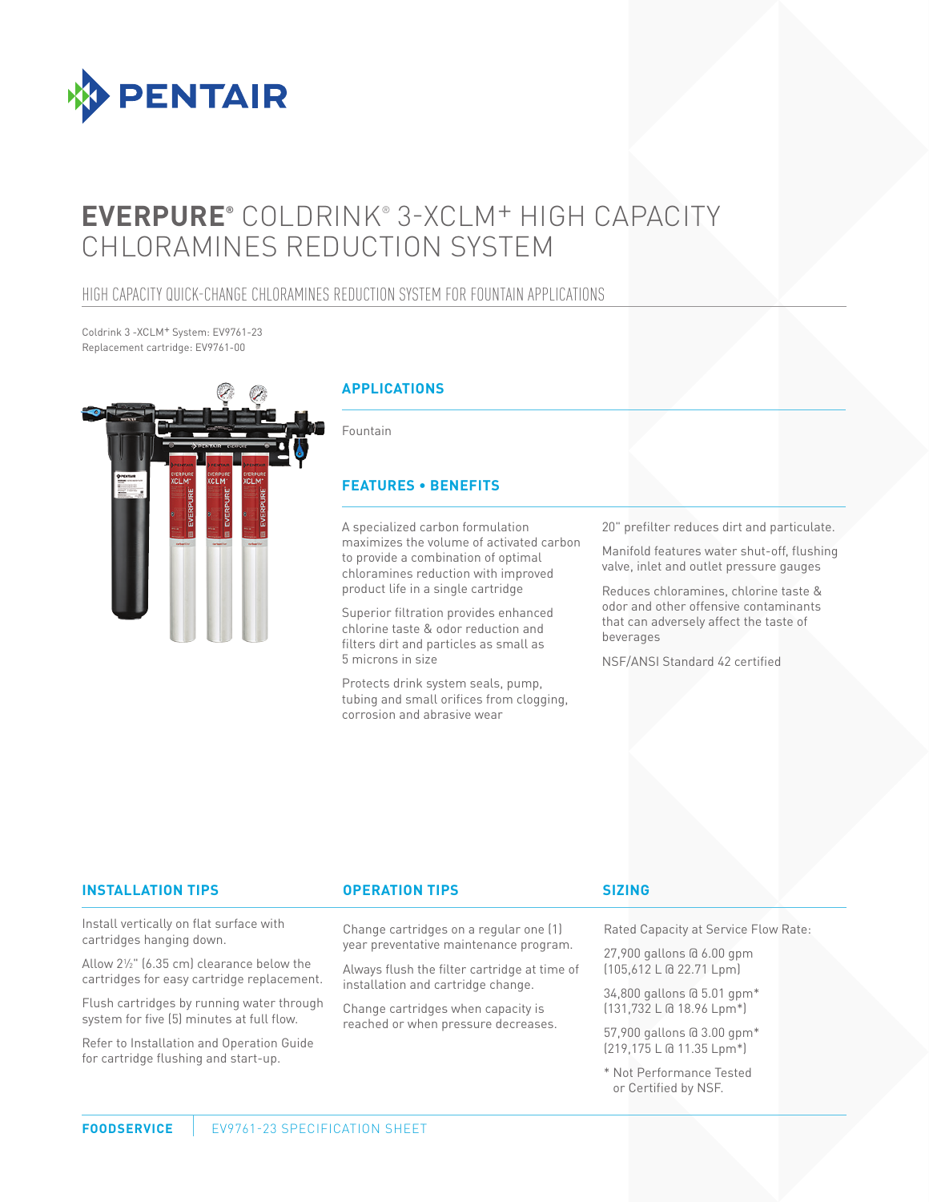PENTAIR

# EVERPURE® COLDRINK® 3-XCLM+ HIGH CAPACITY CHLORAMINES REDUCTION SYSTEM

## HIGH CAPACITY QUICK-CHANGE CHLORAMINES REDUCTION SYSTEM FOR FOUNTAIN APPLICATIONS

Coldrink 3 -XCLM+ System: EV9761-23
Replacement cartridge: EV9761-00

### APPLICATIONS

Fountain

### FEATURES • BENEFITS

A specialized carbon formulation maximizes the volume of activated carbon to provide a combination of optimal chloramines reduction with improved product life in a single cartridge

Superior filtration provides enhanced chlorine taste & odor reduction and filters dirt and particles as small as 5 microns in size

Protects drink system seals, pump, tubing and small orifices from clogging, corrosion and abrasive wear

20" prefilter reduces dirt and particulate.

Manifold features water shut-off, flushing valve, inlet and outlet pressure gauges

Reduces chloramines, chlorine taste & odor and other offensive contaminants that can adversely affect the taste of beverages

NSF/ANSI Standard 42 certified

### INSTALLATION TIPS

Install vertically on flat surface with cartridges hanging down.

Allow 2½" (6.35 cm) clearance below the cartridges for easy cartridge replacement.

Flush cartridges by running water through system for five (5) minutes at full flow.

Refer to Installation and Operation Guide for cartridge flushing and start-up.

### OPERATION TIPS

Change cartridges on a regular one (1) year preventative maintenance program.

Always flush the filter cartridge at time of installation and cartridge change.

Change cartridges when capacity is reached or when pressure decreases.

### SIZING

Rated Capacity at Service Flow Rate:

27,900 gallons @ 6.00 gpm
(105,612 L @ 22.71 Lpm)

34,800 gallons @ 5.01 gpm*
(131,732 L @ 18.96 Lpm*)

57,900 gallons @ 3.00 gpm*
(219,175 L @ 11.35 Lpm*)

* Not Performance Tested or Certified by NSF.

FOODSERVICE | EV9761-23 SPECIFICATION SHEET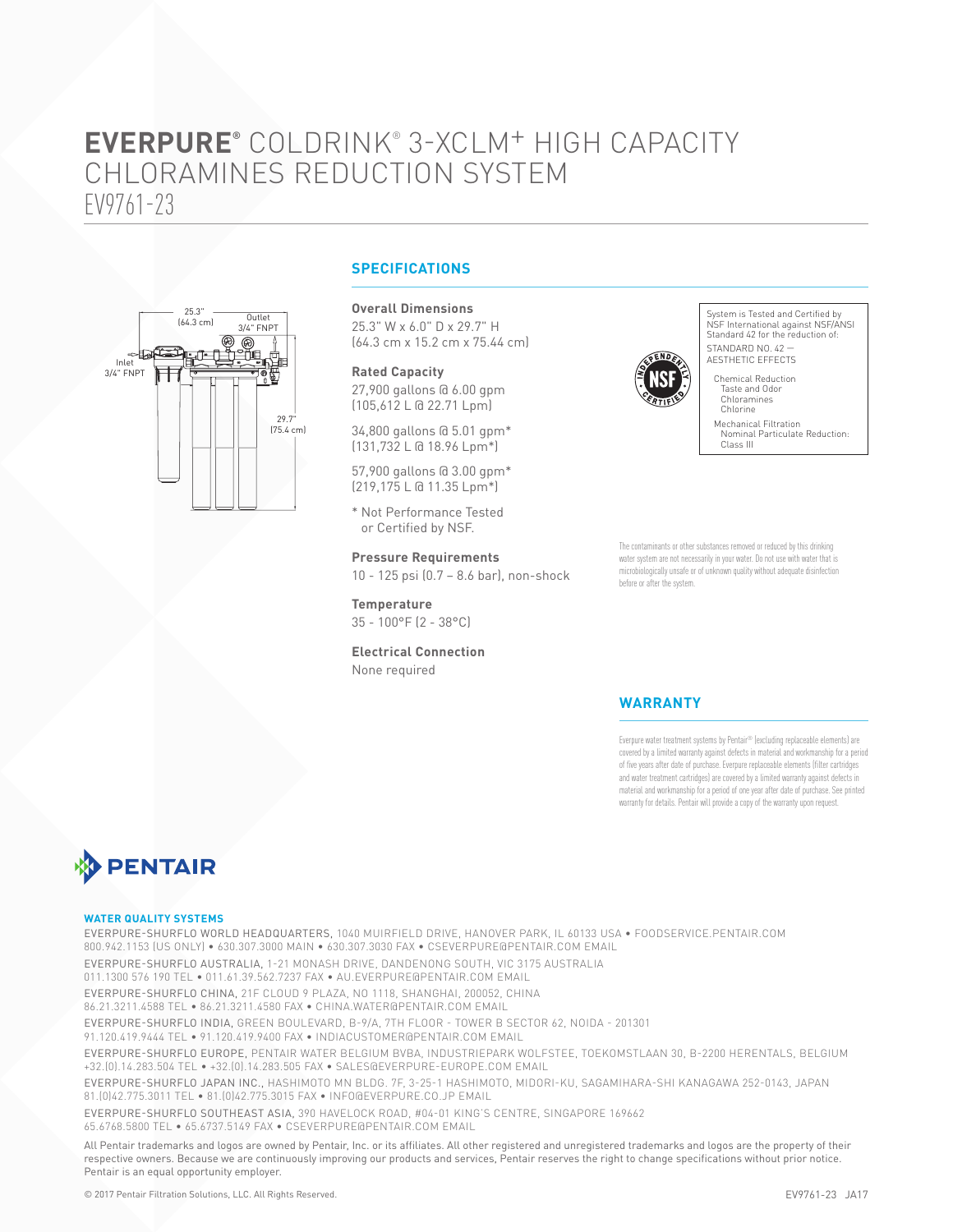# **EVERPURE**® COLDRINK® 3-XCLM+ HIGH CAPACITY CHLORAMINES REDUCTION SYSTEM

EV9761-23

25.3"
(64.3 cm)

Outlet
3/4" FNPT

Inlet
3/4" FNPT

29.7"
(75.4 cm)

## SPECIFICATIONS

**Overall Dimensions**

25.3" W x 6.0" D x 29.7" H
(64.3 cm x 15.2 cm x 75.44 cm)

**Rated Capacity**

27,900 gallons @ 6.00 gpm
(105,612 L @ 22.71 Lpm)

34,800 gallons @ 5.01 gpm*
(131,732 L @ 18.96 Lpm*)

57,900 gallons @ 3.00 gpm*
(219,175 L @ 11.35 Lpm*)

\* Not Performance Tested or Certified by NSF.

**Pressure Requirements**

10 - 125 psi (0.7 – 8.6 bar), non-shock

**Temperature**

35 - 100°F (2 - 38°C)

**Electrical Connection**

None required

INDEPENDENTLY NSF CERTIFIED

System is Tested and Certified by NSF International against NSF/ANSI Standard 42 for the reduction of:

STANDARD NO. 42 —
AESTHETIC EFFECTS

Chemical Reduction
- Taste and Odor
- Chloramines
- Chlorine

Mechanical Filtration
- Nominal Particulate Reduction: Class III

The contaminants or other substances removed or reduced by this drinking water system are not necessarily in your water. Do not use with water that is microbiologically unsafe or of unknown quality without adequate disinfection before or after the system.

## WARRANTY

Everpure water treatment systems by Pentair® (excluding replaceable elements) are covered by a limited warranty against defects in material and workmanship for a period of five years after date of purchase. Everpure replaceable elements (filter cartridges and water treatment cartridges) are covered by a limited warranty against defects in material and workmanship for a period of one year after date of purchase. See printed warranty for details. Pentair will provide a copy of the warranty upon request.

PENTAIR

**WATER QUALITY SYSTEMS**

EVERPURE-SHURFLO WORLD HEADQUARTERS, 1040 MUIRFIELD DRIVE, HANOVER PARK, IL 60133 USA • FOODSERVICE.PENTAIR.COM
800.942.1153 (US ONLY) • 630.307.3000 MAIN • 630.307.3030 FAX • CSEVERPURE@PENTAIR.COM EMAIL

EVERPURE-SHURFLO AUSTRALIA, 1-21 MONASH DRIVE, DANDENONG SOUTH, VIC 3175 AUSTRALIA
011.1300 576 190 TEL • 011.61.39.562.7237 FAX • AU.EVERPURE@PENTAIR.COM EMAIL

EVERPURE-SHURFLO CHINA, 21F CLOUD 9 PLAZA, NO 1118, SHANGHAI, 200052, CHINA
86.21.3211.4588 TEL • 86.21.3211.4580 FAX • CHINA.WATER@PENTAIR.COM EMAIL

EVERPURE-SHURFLO INDIA, GREEN BOULEVARD, B-9/A, 7TH FLOOR - TOWER B SECTOR 62, NOIDA - 201301
91.120.419.9444 TEL • 91.120.419.9400 FAX • INDIACUSTOMER@PENTAIR.COM EMAIL

EVERPURE-SHURFLO EUROPE, PENTAIR WATER BELGIUM BVBA, INDUSTRIEPARK WOLFSTEE, TOEKOMSTLAAN 30, B-2200 HERENTALS, BELGIUM
+32.(0).14.283.504 TEL • +32.(0).14.283.505 FAX • SALES@EVERPURE-EUROPE.COM EMAIL

EVERPURE-SHURFLO JAPAN INC., HASHIMOTO MN BLDG. 7F, 3-25-1 HASHIMOTO, MIDORI-KU, SAGAMIHARA-SHI KANAGAWA 252-0143, JAPAN
81.(0)42.775.3011 TEL • 81.(0)42.775.3015 FAX • INFO@EVERPURE.CO.JP EMAIL

EVERPURE-SHURFLO SOUTHEAST ASIA, 390 HAVELOCK ROAD, #04-01 KING'S CENTRE, SINGAPORE 169662
65.6768.5800 TEL • 65.6737.5149 FAX • CSEVERPURE@PENTAIR.COM EMAIL

All Pentair trademarks and logos are owned by Pentair, Inc. or its affiliates. All other registered and unregistered trademarks and logos are the property of their respective owners. Because we are continuously improving our products and services, Pentair reserves the right to change specifications without prior notice. Pentair is an equal opportunity employer.

© 2017 Pentair Filtration Solutions, LLC. All Rights Reserved.

EV9761-23 JA17